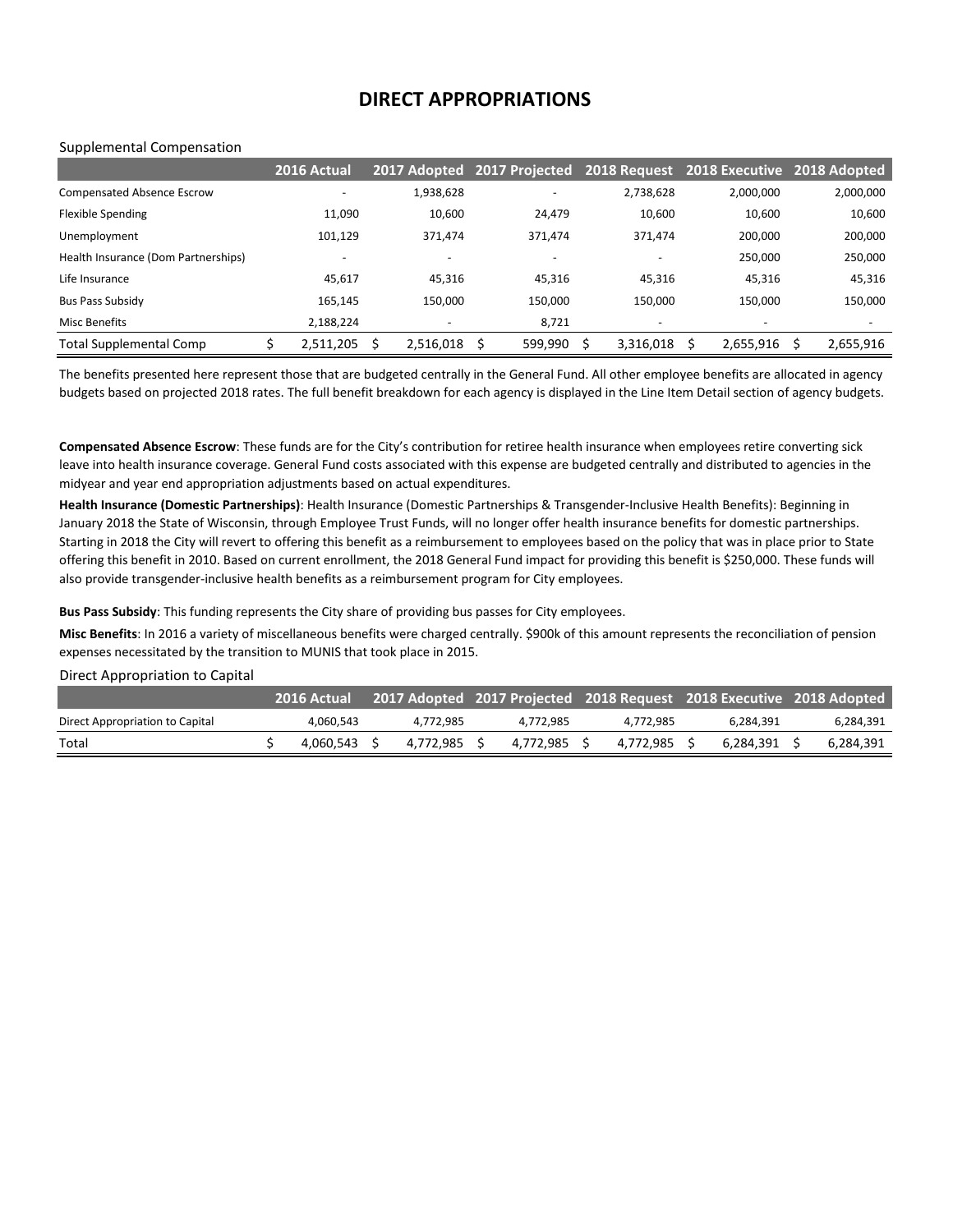# DIRECT APPROPRIATIONS

Supplemental Compensation

| | 2016 Actual | 2017 Adopted | 2017 Projected | 2018 Request | 2018 Executive | 2018 Adopted |
|---|---|---|---|---|---|---|
| Compensated Absence Escrow | - | 1,938,628 | - | 2,738,628 | 2,000,000 | 2,000,000 |
| Flexible Spending | 11,090 | 10,600 | 24,479 | 10,600 | 10,600 | 10,600 |
| Unemployment | 101,129 | 371,474 | 371,474 | 371,474 | 200,000 | 200,000 |
| Health Insurance (Dom Partnerships) | - | - | - | - | 250,000 | 250,000 |
| Life Insurance | 45,617 | 45,316 | 45,316 | 45,316 | 45,316 | 45,316 |
| Bus Pass Subsidy | 165,145 | 150,000 | 150,000 | 150,000 | 150,000 | 150,000 |
| Misc Benefits | 2,188,224 | - | 8,721 | - | - | - |
| Total Supplemental Comp | $ 2,511,205 | $ 2,516,018 | $ 599,990 | $ 3,316,018 | $ 2,655,916 | $ 2,655,916 |

The benefits presented here represent those that are budgeted centrally in the General Fund. All other employee benefits are allocated in agency budgets based on projected 2018 rates. The full benefit breakdown for each agency is displayed in the Line Item Detail section of agency budgets.

**Compensated Absence Escrow**: These funds are for the City's contribution for retiree health insurance when employees retire converting sick leave into health insurance coverage. General Fund costs associated with this expense are budgeted centrally and distributed to agencies in the midyear and year end appropriation adjustments based on actual expenditures.

**Health Insurance (Domestic Partnerships)**: Health Insurance (Domestic Partnerships & Transgender-Inclusive Health Benefits): Beginning in January 2018 the State of Wisconsin, through Employee Trust Funds, will no longer offer health insurance benefits for domestic partnerships. Starting in 2018 the City will revert to offering this benefit as a reimbursement to employees based on the policy that was in place prior to State offering this benefit in 2010. Based on current enrollment, the 2018 General Fund impact for providing this benefit is $250,000. These funds will also provide transgender-inclusive health benefits as a reimbursement program for City employees.

**Bus Pass Subsidy**: This funding represents the City share of providing bus passes for City employees.

**Misc Benefits**: In 2016 a variety of miscellaneous benefits were charged centrally. $900k of this amount represents the reconciliation of pension expenses necessitated by the transition to MUNIS that took place in 2015.

Direct Appropriation to Capital

| | 2016 Actual | 2017 Adopted | 2017 Projected | 2018 Request | 2018 Executive | 2018 Adopted |
|---|---|---|---|---|---|---|
| Direct Appropriation to Capital | 4,060,543 | 4,772,985 | 4,772,985 | 4,772,985 | 6,284,391 | 6,284,391 |
| Total | $ 4,060,543 | $ 4,772,985 | $ 4,772,985 | $ 4,772,985 | $ 6,284,391 | $ 6,284,391 |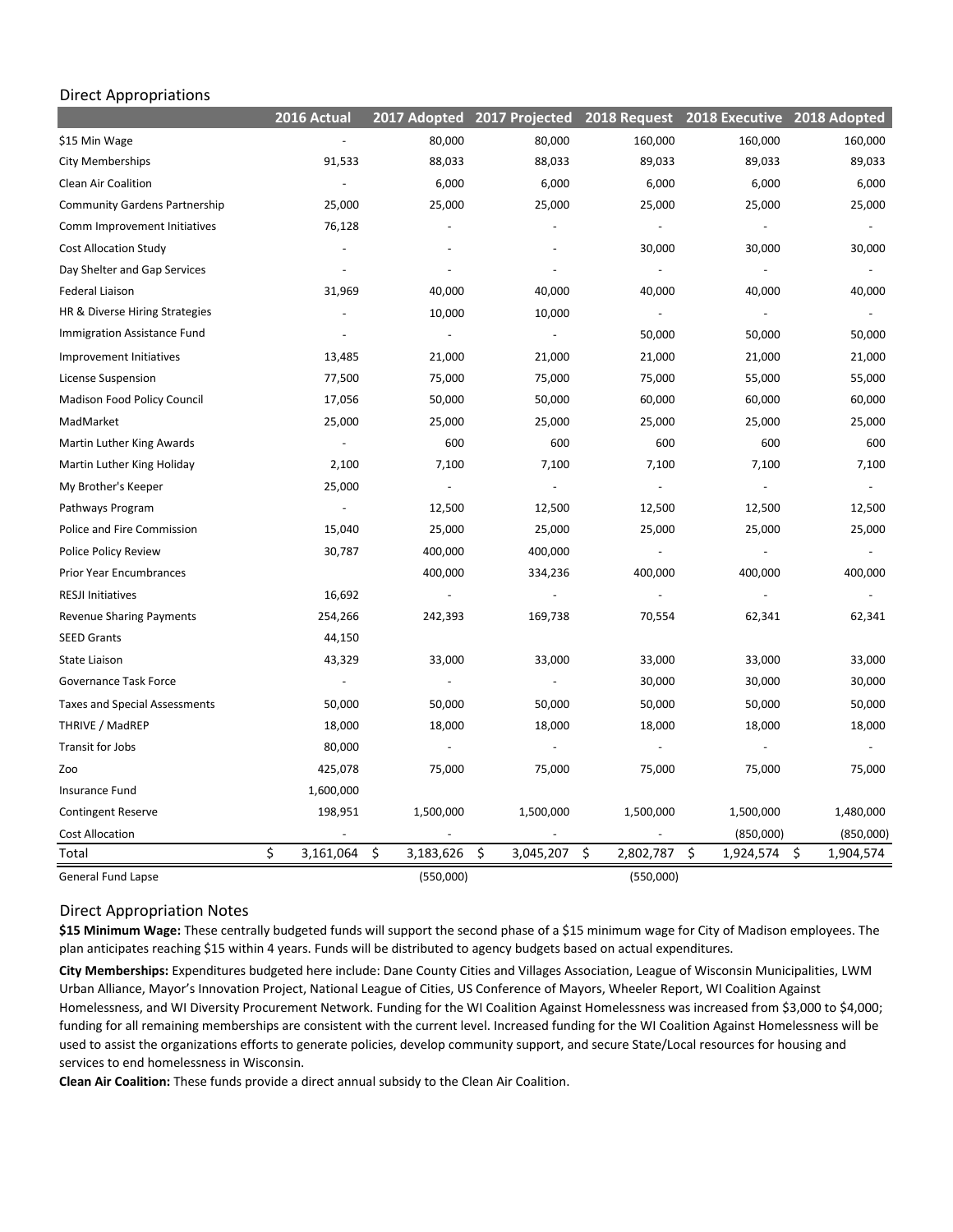## Direct Appropriations

| | 2016 Actual | 2017 Adopted | 2017 Projected | 2018 Request | 2018 Executive | 2018 Adopted |
|---|---|---|---|---|---|---|
| $15 Min Wage | - | 80,000 | 80,000 | 160,000 | 160,000 | 160,000 |
| City Memberships | 91,533 | 88,033 | 88,033 | 89,033 | 89,033 | 89,033 |
| Clean Air Coalition | - | 6,000 | 6,000 | 6,000 | 6,000 | 6,000 |
| Community Gardens Partnership | 25,000 | 25,000 | 25,000 | 25,000 | 25,000 | 25,000 |
| Comm Improvement Initiatives | 76,128 | - | - | - | - | - |
| Cost Allocation Study | - | - | - | 30,000 | 30,000 | 30,000 |
| Day Shelter and Gap Services | - | - | - | - | - | - |
| Federal Liaison | 31,969 | 40,000 | 40,000 | 40,000 | 40,000 | 40,000 |
| HR & Diverse Hiring Strategies | - | 10,000 | 10,000 | - | - | - |
| Immigration Assistance Fund | - | - | - | 50,000 | 50,000 | 50,000 |
| Improvement Initiatives | 13,485 | 21,000 | 21,000 | 21,000 | 21,000 | 21,000 |
| License Suspension | 77,500 | 75,000 | 75,000 | 75,000 | 55,000 | 55,000 |
| Madison Food Policy Council | 17,056 | 50,000 | 50,000 | 60,000 | 60,000 | 60,000 |
| MadMarket | 25,000 | 25,000 | 25,000 | 25,000 | 25,000 | 25,000 |
| Martin Luther King Awards | - | 600 | 600 | 600 | 600 | 600 |
| Martin Luther King Holiday | 2,100 | 7,100 | 7,100 | 7,100 | 7,100 | 7,100 |
| My Brother's Keeper | 25,000 | - | - | - | - | - |
| Pathways Program | - | 12,500 | 12,500 | 12,500 | 12,500 | 12,500 |
| Police and Fire Commission | 15,040 | 25,000 | 25,000 | 25,000 | 25,000 | 25,000 |
| Police Policy Review | 30,787 | 400,000 | 400,000 | - | - | - |
| Prior Year Encumbrances | | 400,000 | 334,236 | 400,000 | 400,000 | 400,000 |
| RESJI Initiatives | 16,692 | - | - | - | - | - |
| Revenue Sharing Payments | 254,266 | 242,393 | 169,738 | 70,554 | 62,341 | 62,341 |
| SEED Grants | 44,150 | | | | | |
| State Liaison | 43,329 | 33,000 | 33,000 | 33,000 | 33,000 | 33,000 |
| Governance Task Force | - | - | - | 30,000 | 30,000 | 30,000 |
| Taxes and Special Assessments | 50,000 | 50,000 | 50,000 | 50,000 | 50,000 | 50,000 |
| THRIVE / MadREP | 18,000 | 18,000 | 18,000 | 18,000 | 18,000 | 18,000 |
| Transit for Jobs | 80,000 | - | - | - | - | - |
| Zoo | 425,078 | 75,000 | 75,000 | 75,000 | 75,000 | 75,000 |
| Insurance Fund | 1,600,000 | | | | | |
| Contingent Reserve | 198,951 | 1,500,000 | 1,500,000 | 1,500,000 | 1,500,000 | 1,480,000 |
| Cost Allocation | - | - | - | - | (850,000) | (850,000) |
| Total | $ 3,161,064 | $ 3,183,626 | $ 3,045,207 | $ 2,802,787 | $ 1,924,574 | $ 1,904,574 |
| General Fund Lapse | | (550,000) | | (550,000) | | |

## Direct Appropriation Notes

**$15 Minimum Wage:** These centrally budgeted funds will support the second phase of a $15 minimum wage for City of Madison employees. The plan anticipates reaching $15 within 4 years. Funds will be distributed to agency budgets based on actual expenditures.

**City Memberships:** Expenditures budgeted here include: Dane County Cities and Villages Association, League of Wisconsin Municipalities, LWM Urban Alliance, Mayor's Innovation Project, National League of Cities, US Conference of Mayors, Wheeler Report, WI Coalition Against Homelessness, and WI Diversity Procurement Network. Funding for the WI Coalition Against Homelessness was increased from $3,000 to $4,000; funding for all remaining memberships are consistent with the current level. Increased funding for the WI Coalition Against Homelessness will be used to assist the organizations efforts to generate policies, develop community support, and secure State/Local resources for housing and services to end homelessness in Wisconsin.

**Clean Air Coalition:** These funds provide a direct annual subsidy to the Clean Air Coalition.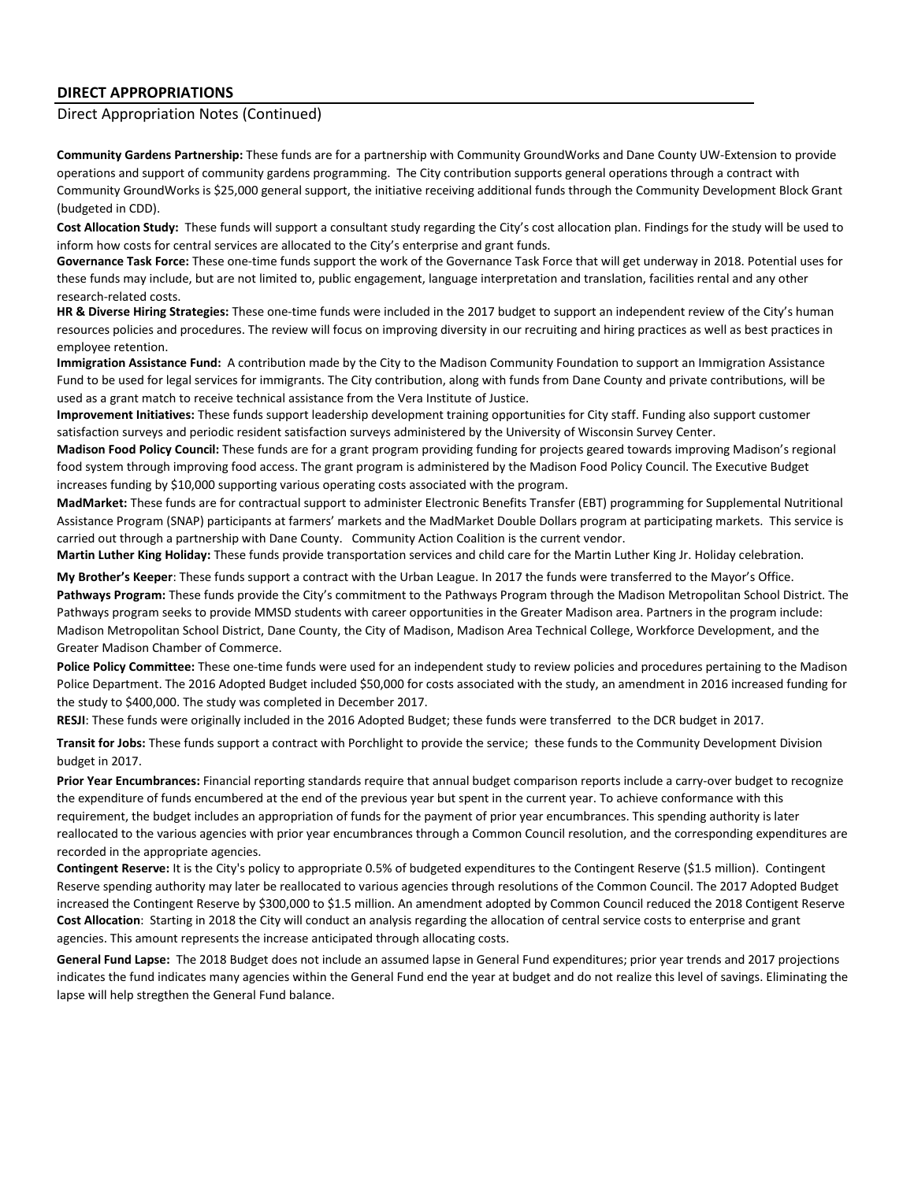## DIRECT APPROPRIATIONS

Direct Appropriation Notes (Continued)

**Community Gardens Partnership:** These funds are for a partnership with Community GroundWorks and Dane County UW-Extension to provide operations and support of community gardens programming. The City contribution supports general operations through a contract with Community GroundWorks is $25,000 general support, the initiative receiving additional funds through the Community Development Block Grant (budgeted in CDD).

**Cost Allocation Study:** These funds will support a consultant study regarding the City's cost allocation plan. Findings for the study will be used to inform how costs for central services are allocated to the City's enterprise and grant funds.

**Governance Task Force:** These one-time funds support the work of the Governance Task Force that will get underway in 2018. Potential uses for these funds may include, but are not limited to, public engagement, language interpretation and translation, facilities rental and any other research-related costs.

**HR & Diverse Hiring Strategies:** These one-time funds were included in the 2017 budget to support an independent review of the City's human resources policies and procedures. The review will focus on improving diversity in our recruiting and hiring practices as well as best practices in employee retention.

**Immigration Assistance Fund:** A contribution made by the City to the Madison Community Foundation to support an Immigration Assistance Fund to be used for legal services for immigrants. The City contribution, along with funds from Dane County and private contributions, will be used as a grant match to receive technical assistance from the Vera Institute of Justice.

**Improvement Initiatives:** These funds support leadership development training opportunities for City staff. Funding also support customer satisfaction surveys and periodic resident satisfaction surveys administered by the University of Wisconsin Survey Center.

**Madison Food Policy Council:** These funds are for a grant program providing funding for projects geared towards improving Madison's regional food system through improving food access. The grant program is administered by the Madison Food Policy Council. The Executive Budget increases funding by $10,000 supporting various operating costs associated with the program.

**MadMarket:** These funds are for contractual support to administer Electronic Benefits Transfer (EBT) programming for Supplemental Nutritional Assistance Program (SNAP) participants at farmers' markets and the MadMarket Double Dollars program at participating markets. This service is carried out through a partnership with Dane County. Community Action Coalition is the current vendor.

**Martin Luther King Holiday:** These funds provide transportation services and child care for the Martin Luther King Jr. Holiday celebration.

**My Brother's Keeper**: These funds support a contract with the Urban League. In 2017 the funds were transferred to the Mayor's Office.

**Pathways Program:** These funds provide the City's commitment to the Pathways Program through the Madison Metropolitan School District. The Pathways program seeks to provide MMSD students with career opportunities in the Greater Madison area. Partners in the program include: Madison Metropolitan School District, Dane County, the City of Madison, Madison Area Technical College, Workforce Development, and the Greater Madison Chamber of Commerce.

**Police Policy Committee:** These one-time funds were used for an independent study to review policies and procedures pertaining to the Madison Police Department. The 2016 Adopted Budget included $50,000 for costs associated with the study, an amendment in 2016 increased funding for the study to $400,000. The study was completed in December 2017.

**RESJI**: These funds were originally included in the 2016 Adopted Budget; these funds were transferred to the DCR budget in 2017.

**Transit for Jobs:** These funds support a contract with Porchlight to provide the service; these funds to the Community Development Division budget in 2017.

**Prior Year Encumbrances:** Financial reporting standards require that annual budget comparison reports include a carry-over budget to recognize the expenditure of funds encumbered at the end of the previous year but spent in the current year. To achieve conformance with this requirement, the budget includes an appropriation of funds for the payment of prior year encumbrances. This spending authority is later reallocated to the various agencies with prior year encumbrances through a Common Council resolution, and the corresponding expenditures are recorded in the appropriate agencies.

**Contingent Reserve:** It is the City's policy to appropriate 0.5% of budgeted expenditures to the Contingent Reserve ($1.5 million). Contingent Reserve spending authority may later be reallocated to various agencies through resolutions of the Common Council. The 2017 Adopted Budget increased the Contingent Reserve by $300,000 to $1.5 million. An amendment adopted by Common Council reduced the 2018 Contigent Reserve

**Cost Allocation**: Starting in 2018 the City will conduct an analysis regarding the allocation of central service costs to enterprise and grant agencies. This amount represents the increase anticipated through allocating costs.

**General Fund Lapse:** The 2018 Budget does not include an assumed lapse in General Fund expenditures; prior year trends and 2017 projections indicates the fund indicates many agencies within the General Fund end the year at budget and do not realize this level of savings. Eliminating the lapse will help stregthen the General Fund balance.